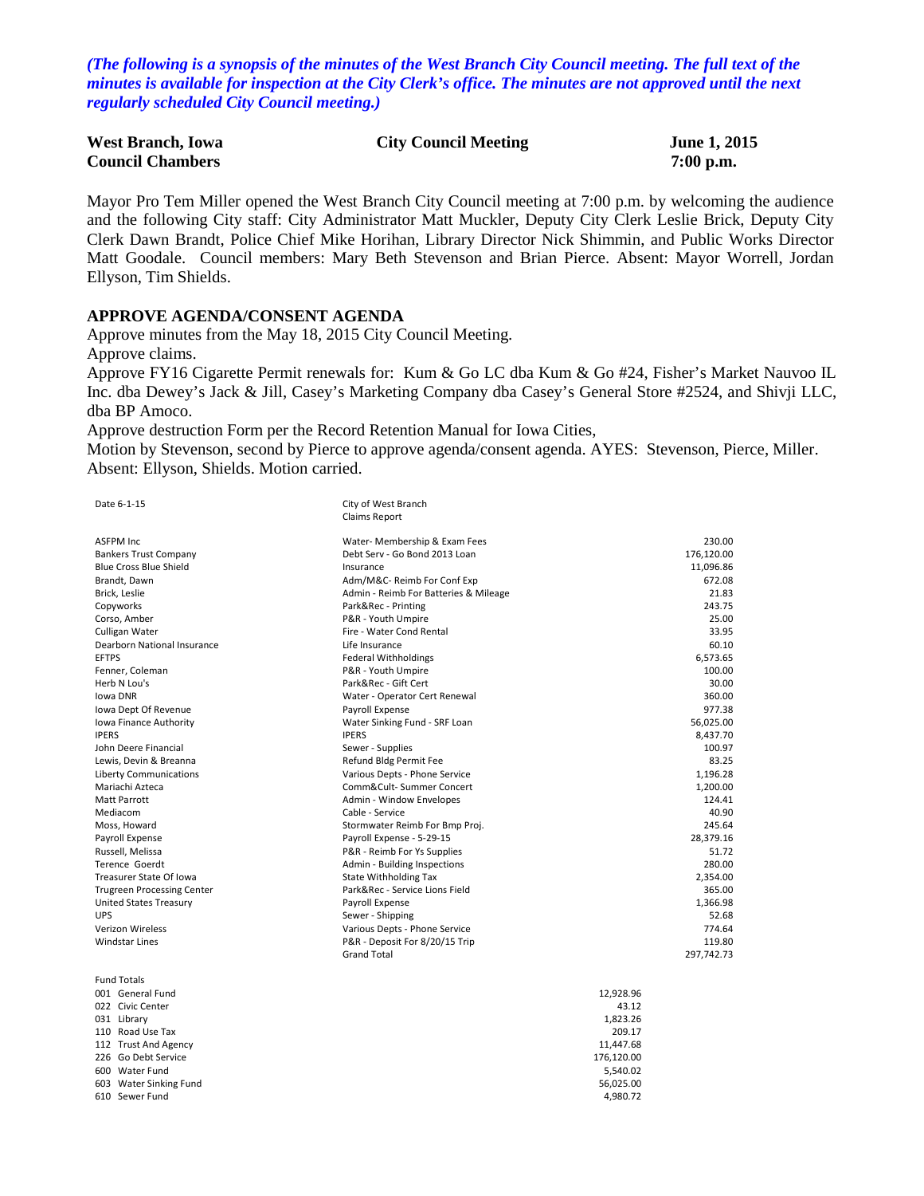*(The following is a synopsis of the minutes of the West Branch City Council meeting. The full text of the minutes is available for inspection at the City Clerk's office. The minutes are not approved until the next regularly scheduled City Council meeting.)*

**West Branch, Iowa** | **City Council Meeting** | **June 1, 2015**
**Council Chambers** | | **7:00 p.m.**

Mayor Pro Tem Miller opened the West Branch City Council meeting at 7:00 p.m. by welcoming the audience and the following City staff: City Administrator Matt Muckler, Deputy City Clerk Leslie Brick, Deputy City Clerk Dawn Brandt, Police Chief Mike Horihan, Library Director Nick Shimmin, and Public Works Director Matt Goodale. Council members: Mary Beth Stevenson and Brian Pierce. Absent: Mayor Worrell, Jordan Ellyson, Tim Shields.

## APPROVE AGENDA/CONSENT AGENDA

Approve minutes from the May 18, 2015 City Council Meeting.

Approve claims.

Approve FY16 Cigarette Permit renewals for: Kum & Go LC dba Kum & Go #24, Fisher's Market Nauvoo IL Inc. dba Dewey's Jack & Jill, Casey's Marketing Company dba Casey's General Store #2524, and Shivji LLC, dba BP Amoco.

Approve destruction Form per the Record Retention Manual for Iowa Cities,

Motion by Stevenson, second by Pierce to approve agenda/consent agenda. AYES: Stevenson, Pierce, Miller. Absent: Ellyson, Shields. Motion carried.

Date 6-1-15 — City of West Branch Claims Report

| Vendor | Description | Amount |
|---|---|---|
| ASFPM Inc | Water- Membership & Exam Fees | 230.00 |
| Bankers Trust Company | Debt Serv - Go Bond 2013 Loan | 176,120.00 |
| Blue Cross Blue Shield | Insurance | 11,096.86 |
| Brandt, Dawn | Adm/M&C- Reimb For Conf Exp | 672.08 |
| Brick, Leslie | Admin - Reimb For Batteries & Mileage | 21.83 |
| Copyworks | Park&Rec - Printing | 243.75 |
| Corso, Amber | P&R - Youth Umpire | 25.00 |
| Culligan Water | Fire - Water Cond Rental | 33.95 |
| Dearborn National Insurance | Life Insurance | 60.10 |
| EFTPS | Federal Withholdings | 6,573.65 |
| Fenner, Coleman | P&R - Youth Umpire | 100.00 |
| Herb N Lou's | Park&Rec - Gift Cert | 30.00 |
| Iowa DNR | Water - Operator Cert Renewal | 360.00 |
| Iowa Dept Of Revenue | Payroll Expense | 977.38 |
| Iowa Finance Authority | Water Sinking Fund - SRF Loan | 56,025.00 |
| IPERS | IPERS | 8,437.70 |
| John Deere Financial | Sewer - Supplies | 100.97 |
| Lewis, Devin & Breanna | Refund Bldg Permit Fee | 83.25 |
| Liberty Communications | Various Depts - Phone Service | 1,196.28 |
| Mariachi Azteca | Comm&Cult- Summer Concert | 1,200.00 |
| Matt Parrott | Admin - Window Envelopes | 124.41 |
| Mediacom | Cable - Service | 40.90 |
| Moss, Howard | Stormwater Reimb For Bmp Proj. | 245.64 |
| Payroll Expense | Payroll Expense - 5-29-15 | 28,379.16 |
| Russell, Melissa | P&R - Reimb For Ys Supplies | 51.72 |
| Terence Goerdt | Admin - Building Inspections | 280.00 |
| Treasurer State Of Iowa | State Withholding Tax | 2,354.00 |
| Trugreen Processing Center | Park&Rec - Service Lions Field | 365.00 |
| United States Treasury | Payroll Expense | 1,366.98 |
| UPS | Sewer - Shipping | 52.68 |
| Verizon Wireless | Various Depts - Phone Service | 774.64 |
| Windstar Lines | P&R - Deposit For 8/20/15 Trip | 119.80 |
| | Grand Total | 297,742.73 |

| Fund Totals | |
|---|---|
| 001 General Fund | 12,928.96 |
| 022 Civic Center | 43.12 |
| 031 Library | 1,823.26 |
| 110 Road Use Tax | 209.17 |
| 112 Trust And Agency | 11,447.68 |
| 226 Go Debt Service | 176,120.00 |
| 600 Water Fund | 5,540.02 |
| 603 Water Sinking Fund | 56,025.00 |
| 610 Sewer Fund | 4,980.72 |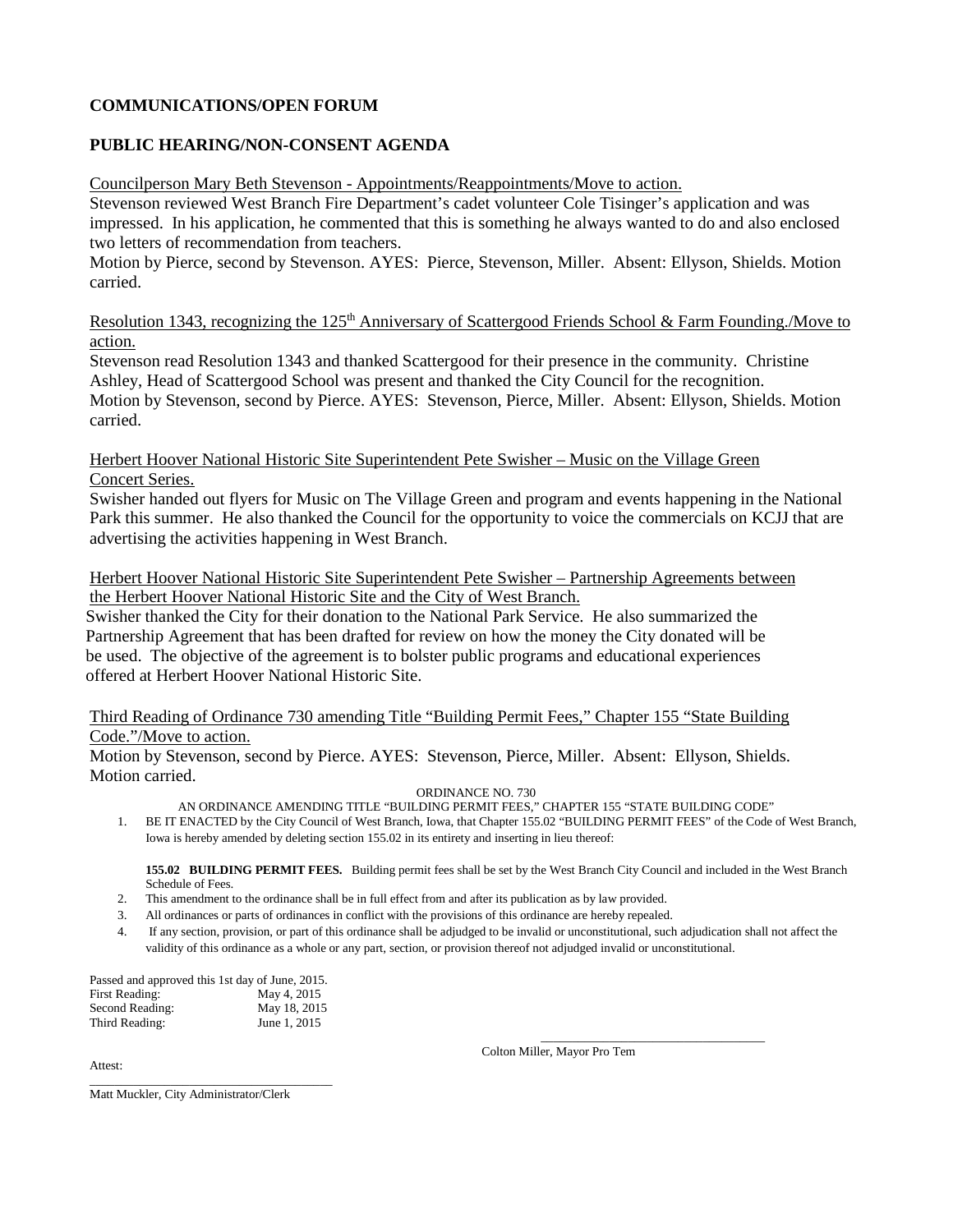**COMMUNICATIONS/OPEN FORUM**

**PUBLIC HEARING/NON-CONSENT AGENDA**

Councilperson Mary Beth Stevenson - Appointments/Reappointments/Move to action.

Stevenson reviewed West Branch Fire Department's cadet volunteer Cole Tisinger's application and was impressed. In his application, he commented that this is something he always wanted to do and also enclosed two letters of recommendation from teachers.

Motion by Pierce, second by Stevenson. AYES: Pierce, Stevenson, Miller. Absent: Ellyson, Shields. Motion carried.

Resolution 1343, recognizing the 125th Anniversary of Scattergood Friends School & Farm Founding./Move to action.

Stevenson read Resolution 1343 and thanked Scattergood for their presence in the community. Christine Ashley, Head of Scattergood School was present and thanked the City Council for the recognition.

Motion by Stevenson, second by Pierce. AYES: Stevenson, Pierce, Miller. Absent: Ellyson, Shields. Motion carried.

Herbert Hoover National Historic Site Superintendent Pete Swisher – Music on the Village Green Concert Series.

Swisher handed out flyers for Music on The Village Green and program and events happening in the National Park this summer. He also thanked the Council for the opportunity to voice the commercials on KCJJ that are advertising the activities happening in West Branch.

Herbert Hoover National Historic Site Superintendent Pete Swisher – Partnership Agreements between the Herbert Hoover National Historic Site and the City of West Branch.

Swisher thanked the City for their donation to the National Park Service. He also summarized the Partnership Agreement that has been drafted for review on how the money the City donated will be be used. The objective of the agreement is to bolster public programs and educational experiences offered at Herbert Hoover National Historic Site.

Third Reading of Ordinance 730 amending Title "Building Permit Fees," Chapter 155 "State Building Code."/Move to action.

Motion by Stevenson, second by Pierce. AYES: Stevenson, Pierce, Miller. Absent: Ellyson, Shields. Motion carried.

ORDINANCE NO. 730

AN ORDINANCE AMENDING TITLE "BUILDING PERMIT FEES," CHAPTER 155 "STATE BUILDING CODE"

1. BE IT ENACTED by the City Council of West Branch, Iowa, that Chapter 155.02 "BUILDING PERMIT FEES" of the Code of West Branch, Iowa is hereby amended by deleting section 155.02 in its entirety and inserting in lieu thereof:

   **155.02 BUILDING PERMIT FEES.** Building permit fees shall be set by the West Branch City Council and included in the West Branch Schedule of Fees.
2. This amendment to the ordinance shall be in full effect from and after its publication as by law provided.
3. All ordinances or parts of ordinances in conflict with the provisions of this ordinance are hereby repealed.
4. If any section, provision, or part of this ordinance shall be adjudged to be invalid or unconstitutional, such adjudication shall not affect the validity of this ordinance as a whole or any part, section, or provision thereof not adjudged invalid or unconstitutional.

Passed and approved this 1st day of June, 2015.

First Reading: May 4, 2015
Second Reading: May 18, 2015
Third Reading: June 1, 2015

\_\_\_\_\_\_\_\_\_\_\_\_\_\_\_\_\_\_\_\_\_\_\_\_\_\_\_\_\_\_\_\_\_\_
Colton Miller, Mayor Pro Tem

Attest:

\_\_\_\_\_\_\_\_\_\_\_\_\_\_\_\_\_\_\_\_\_\_\_\_\_\_\_\_\_\_\_\_\_\_
Matt Muckler, City Administrator/Clerk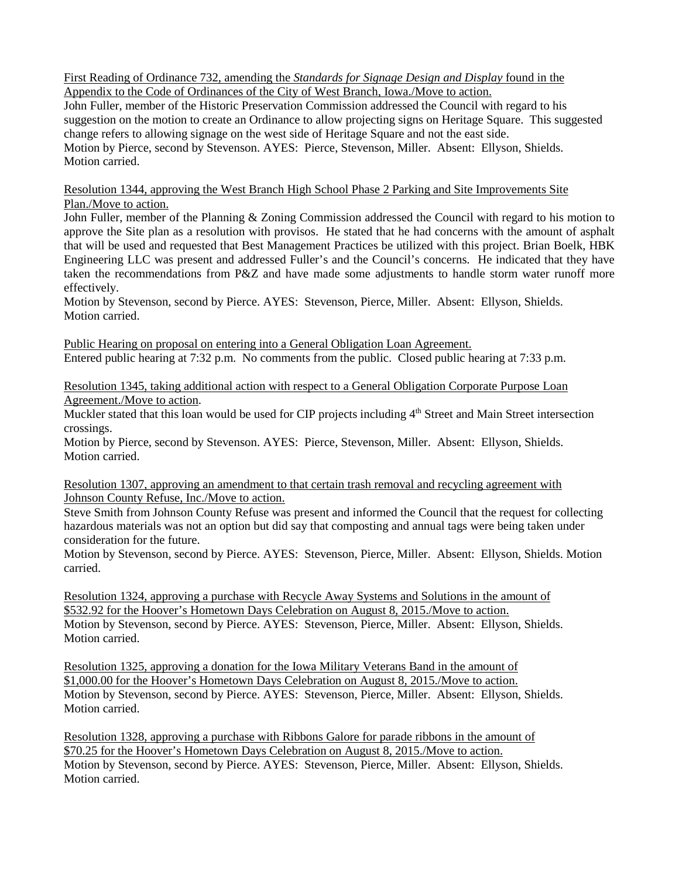First Reading of Ordinance 732, amending the *Standards for Signage Design and Display* found in the Appendix to the Code of Ordinances of the City of West Branch, Iowa./Move to action.
John Fuller, member of the Historic Preservation Commission addressed the Council with regard to his suggestion on the motion to create an Ordinance to allow projecting signs on Heritage Square. This suggested change refers to allowing signage on the west side of Heritage Square and not the east side.
Motion by Pierce, second by Stevenson. AYES: Pierce, Stevenson, Miller. Absent: Ellyson, Shields. Motion carried.

Resolution 1344, approving the West Branch High School Phase 2 Parking and Site Improvements Site Plan./Move to action.
John Fuller, member of the Planning & Zoning Commission addressed the Council with regard to his motion to approve the Site plan as a resolution with provisos. He stated that he had concerns with the amount of asphalt that will be used and requested that Best Management Practices be utilized with this project. Brian Boelk, HBK Engineering LLC was present and addressed Fuller's and the Council's concerns. He indicated that they have taken the recommendations from P&Z and have made some adjustments to handle storm water runoff more effectively.
Motion by Stevenson, second by Pierce. AYES: Stevenson, Pierce, Miller. Absent: Ellyson, Shields. Motion carried.

Public Hearing on proposal on entering into a General Obligation Loan Agreement.
Entered public hearing at 7:32 p.m. No comments from the public. Closed public hearing at 7:33 p.m.

Resolution 1345, taking additional action with respect to a General Obligation Corporate Purpose Loan Agreement./Move to action.
Muckler stated that this loan would be used for CIP projects including 4th Street and Main Street intersection crossings.
Motion by Pierce, second by Stevenson. AYES: Pierce, Stevenson, Miller. Absent: Ellyson, Shields. Motion carried.

Resolution 1307, approving an amendment to that certain trash removal and recycling agreement with Johnson County Refuse, Inc./Move to action.
Steve Smith from Johnson County Refuse was present and informed the Council that the request for collecting hazardous materials was not an option but did say that composting and annual tags were being taken under consideration for the future.
Motion by Stevenson, second by Pierce. AYES: Stevenson, Pierce, Miller. Absent: Ellyson, Shields. Motion carried.

Resolution 1324, approving a purchase with Recycle Away Systems and Solutions in the amount of $532.92 for the Hoover's Hometown Days Celebration on August 8, 2015./Move to action.
Motion by Stevenson, second by Pierce. AYES: Stevenson, Pierce, Miller. Absent: Ellyson, Shields. Motion carried.

Resolution 1325, approving a donation for the Iowa Military Veterans Band in the amount of $1,000.00 for the Hoover's Hometown Days Celebration on August 8, 2015./Move to action.
Motion by Stevenson, second by Pierce. AYES: Stevenson, Pierce, Miller. Absent: Ellyson, Shields. Motion carried.

Resolution 1328, approving a purchase with Ribbons Galore for parade ribbons in the amount of $70.25 for the Hoover's Hometown Days Celebration on August 8, 2015./Move to action.
Motion by Stevenson, second by Pierce. AYES: Stevenson, Pierce, Miller. Absent: Ellyson, Shields. Motion carried.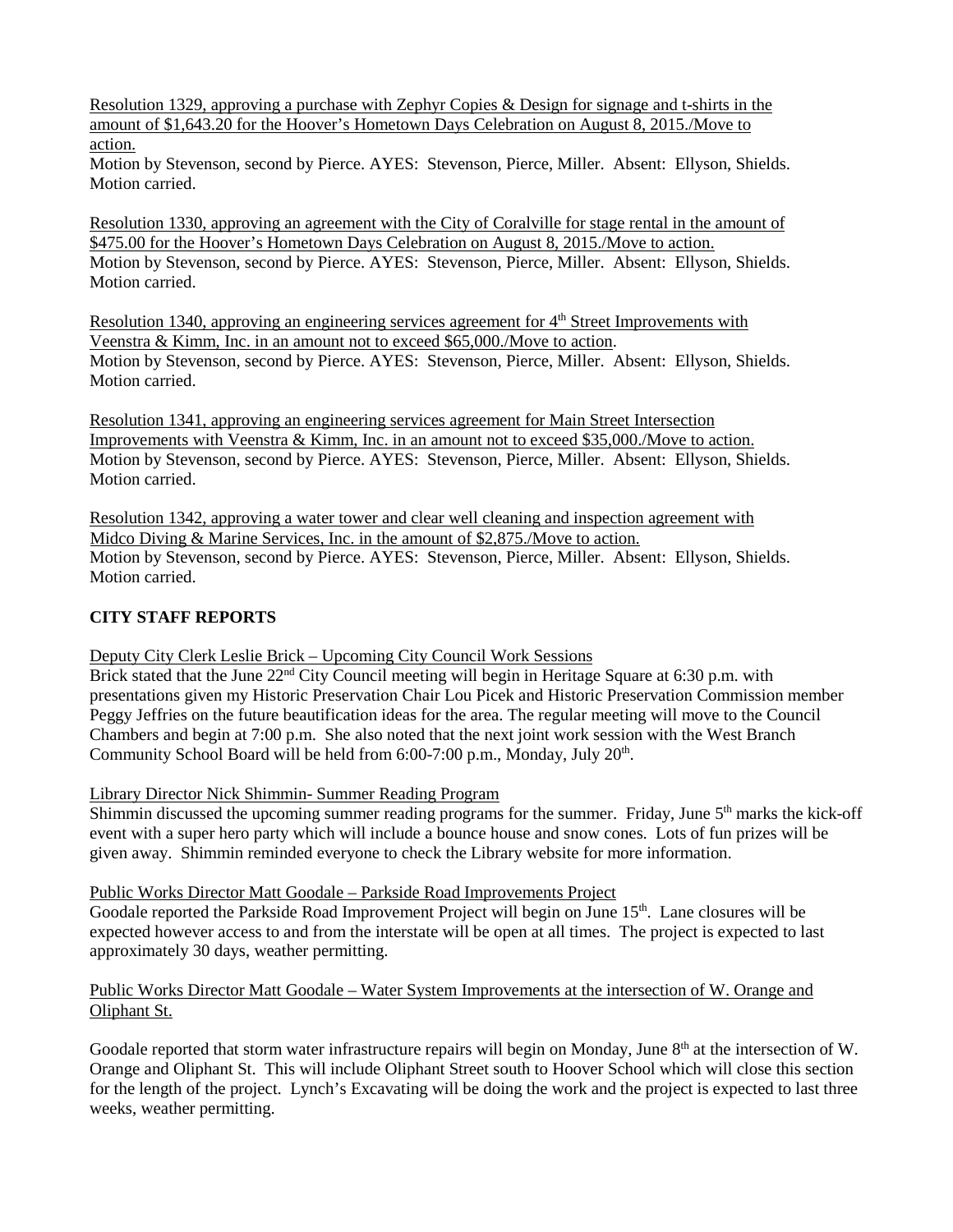Resolution 1329, approving a purchase with Zephyr Copies & Design for signage and t-shirts in the amount of $1,643.20 for the Hoover's Hometown Days Celebration on August 8, 2015./Move to action.
Motion by Stevenson, second by Pierce. AYES: Stevenson, Pierce, Miller. Absent: Ellyson, Shields. Motion carried.

Resolution 1330, approving an agreement with the City of Coralville for stage rental in the amount of $475.00 for the Hoover's Hometown Days Celebration on August 8, 2015./Move to action.
Motion by Stevenson, second by Pierce. AYES: Stevenson, Pierce, Miller. Absent: Ellyson, Shields. Motion carried.

Resolution 1340, approving an engineering services agreement for 4th Street Improvements with Veenstra & Kimm, Inc. in an amount not to exceed $65,000./Move to action.
Motion by Stevenson, second by Pierce. AYES: Stevenson, Pierce, Miller. Absent: Ellyson, Shields. Motion carried.

Resolution 1341, approving an engineering services agreement for Main Street Intersection Improvements with Veenstra & Kimm, Inc. in an amount not to exceed $35,000./Move to action.
Motion by Stevenson, second by Pierce. AYES: Stevenson, Pierce, Miller. Absent: Ellyson, Shields. Motion carried.

Resolution 1342, approving a water tower and clear well cleaning and inspection agreement with Midco Diving & Marine Services, Inc. in the amount of $2,875./Move to action.
Motion by Stevenson, second by Pierce. AYES: Stevenson, Pierce, Miller. Absent: Ellyson, Shields. Motion carried.

**CITY STAFF REPORTS**

Deputy City Clerk Leslie Brick – Upcoming City Council Work Sessions
Brick stated that the June 22nd City Council meeting will begin in Heritage Square at 6:30 p.m. with presentations given my Historic Preservation Chair Lou Picek and Historic Preservation Commission member Peggy Jeffries on the future beautification ideas for the area. The regular meeting will move to the Council Chambers and begin at 7:00 p.m. She also noted that the next joint work session with the West Branch Community School Board will be held from 6:00-7:00 p.m., Monday, July 20th.

Library Director Nick Shimmin- Summer Reading Program
Shimmin discussed the upcoming summer reading programs for the summer. Friday, June 5th marks the kick-off event with a super hero party which will include a bounce house and snow cones. Lots of fun prizes will be given away. Shimmin reminded everyone to check the Library website for more information.

Public Works Director Matt Goodale – Parkside Road Improvements Project
Goodale reported the Parkside Road Improvement Project will begin on June 15th. Lane closures will be expected however access to and from the interstate will be open at all times. The project is expected to last approximately 30 days, weather permitting.

Public Works Director Matt Goodale – Water System Improvements at the intersection of W. Orange and Oliphant St.

Goodale reported that storm water infrastructure repairs will begin on Monday, June 8th at the intersection of W. Orange and Oliphant St. This will include Oliphant Street south to Hoover School which will close this section for the length of the project. Lynch's Excavating will be doing the work and the project is expected to last three weeks, weather permitting.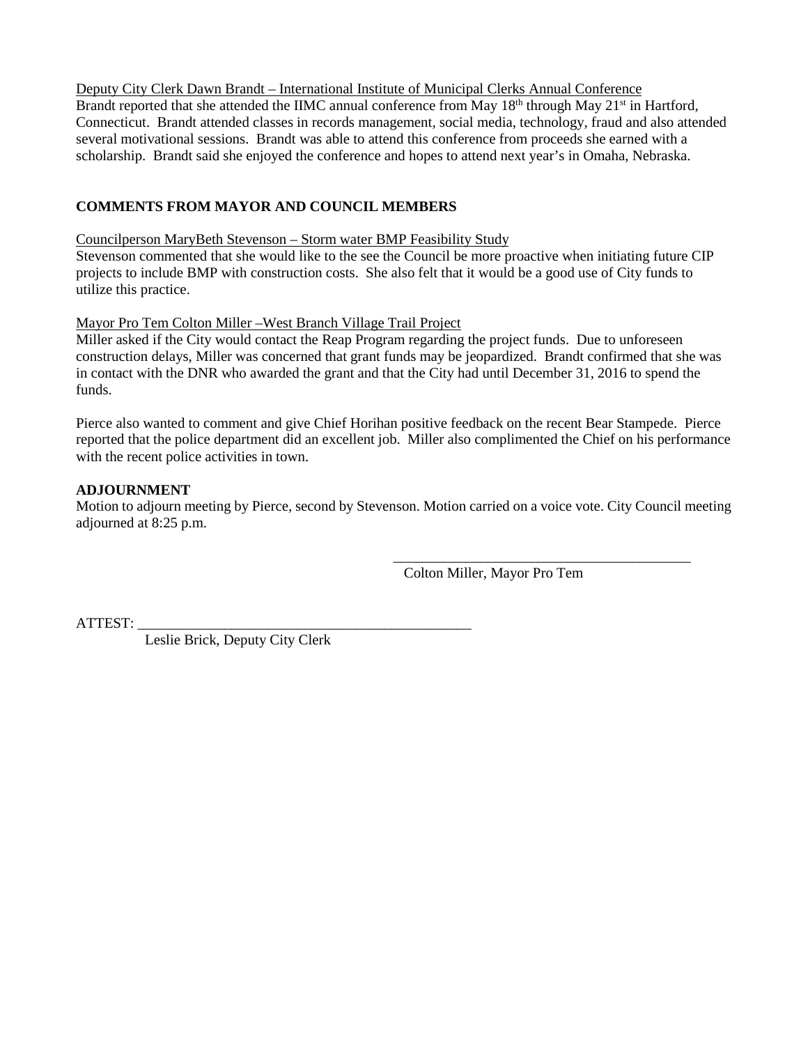Deputy City Clerk Dawn Brandt – International Institute of Municipal Clerks Annual Conference

Brandt reported that she attended the IIMC annual conference from May 18th through May 21st in Hartford, Connecticut. Brandt attended classes in records management, social media, technology, fraud and also attended several motivational sessions. Brandt was able to attend this conference from proceeds she earned with a scholarship. Brandt said she enjoyed the conference and hopes to attend next year's in Omaha, Nebraska.

**COMMENTS FROM MAYOR AND COUNCIL MEMBERS**

Councilperson MaryBeth Stevenson – Storm water BMP Feasibility Study

Stevenson commented that she would like to the see the Council be more proactive when initiating future CIP projects to include BMP with construction costs. She also felt that it would be a good use of City funds to utilize this practice.

Mayor Pro Tem Colton Miller –West Branch Village Trail Project

Miller asked if the City would contact the Reap Program regarding the project funds. Due to unforeseen construction delays, Miller was concerned that grant funds may be jeopardized. Brandt confirmed that she was in contact with the DNR who awarded the grant and that the City had until December 31, 2016 to spend the funds.

Pierce also wanted to comment and give Chief Horihan positive feedback on the recent Bear Stampede. Pierce reported that the police department did an excellent job. Miller also complimented the Chief on his performance with the recent police activities in town.

**ADJOURNMENT**

Motion to adjourn meeting by Pierce, second by Stevenson. Motion carried on a voice vote. City Council meeting adjourned at 8:25 p.m.

\_\_\_\_\_\_\_\_\_\_\_\_\_\_\_\_\_\_\_\_\_\_\_\_\_\_\_\_\_\_\_\_\_\_\_\_\_\_\_\_\_\_\_\_

Colton Miller, Mayor Pro Tem

ATTEST: \_\_\_\_\_\_\_\_\_\_\_\_\_\_\_\_\_\_\_\_\_\_\_\_\_\_\_\_\_\_\_\_\_\_\_\_\_\_\_\_\_\_\_\_\_\_\_

Leslie Brick, Deputy City Clerk